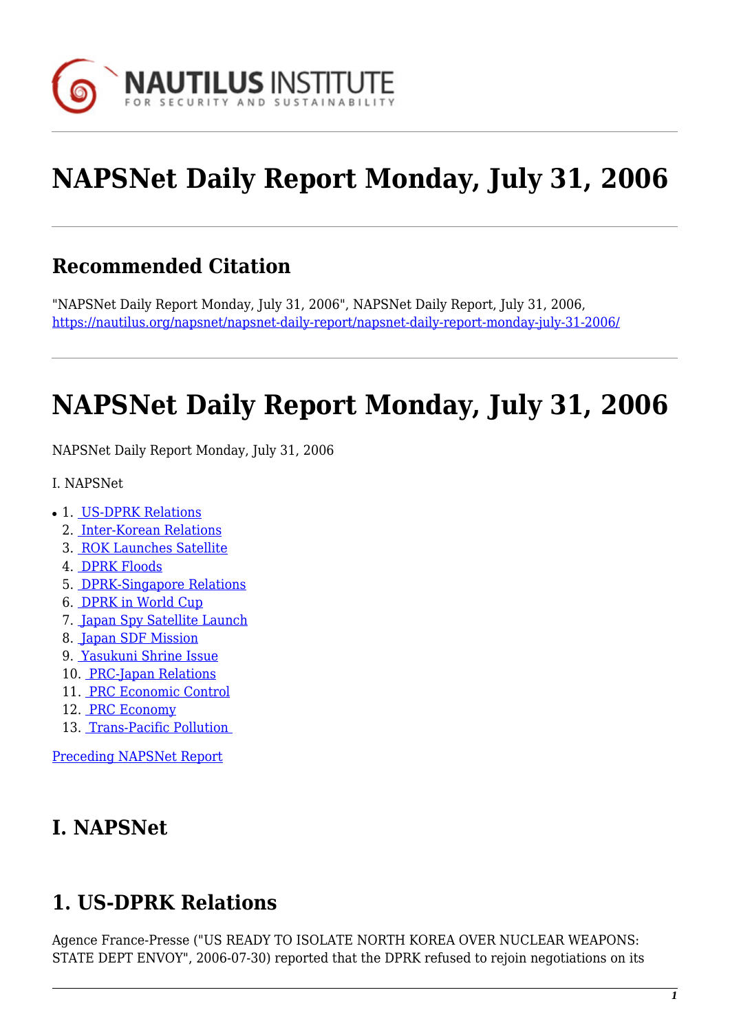# NAPSNet Daily Report Monday, July 31, 2006

## Recommended Citation

"NAPSNet Daily Report Monday, July 31, 2006", NAPSNet Daily Report, July 31, 2006, https://nautilus.org/napsnet/napsnet-daily-report/napsnet-daily-report-monday-july-31-2006/

# NAPSNet Daily Report Monday, July 31, 2006

NAPSNet Daily Report Monday, July 31, 2006

I. NAPSNet

1. US-DPRK Relations
2. Inter-Korean Relations
3. ROK Launches Satellite
4. DPRK Floods
5. DPRK-Singapore Relations
6. DPRK in World Cup
7. Japan Spy Satellite Launch
8. Japan SDF Mission
9. Yasukuni Shrine Issue
10. PRC-Japan Relations
11. PRC Economic Control
12. PRC Economy
13. Trans-Pacific Pollution

Preceding NAPSNet Report

## I. NAPSNet

## 1. US-DPRK Relations

Agence France-Presse ("US READY TO ISOLATE NORTH KOREA OVER NUCLEAR WEAPONS: STATE DEPT ENVOY", 2006-07-30) reported that the DPRK refused to rejoin negotiations on its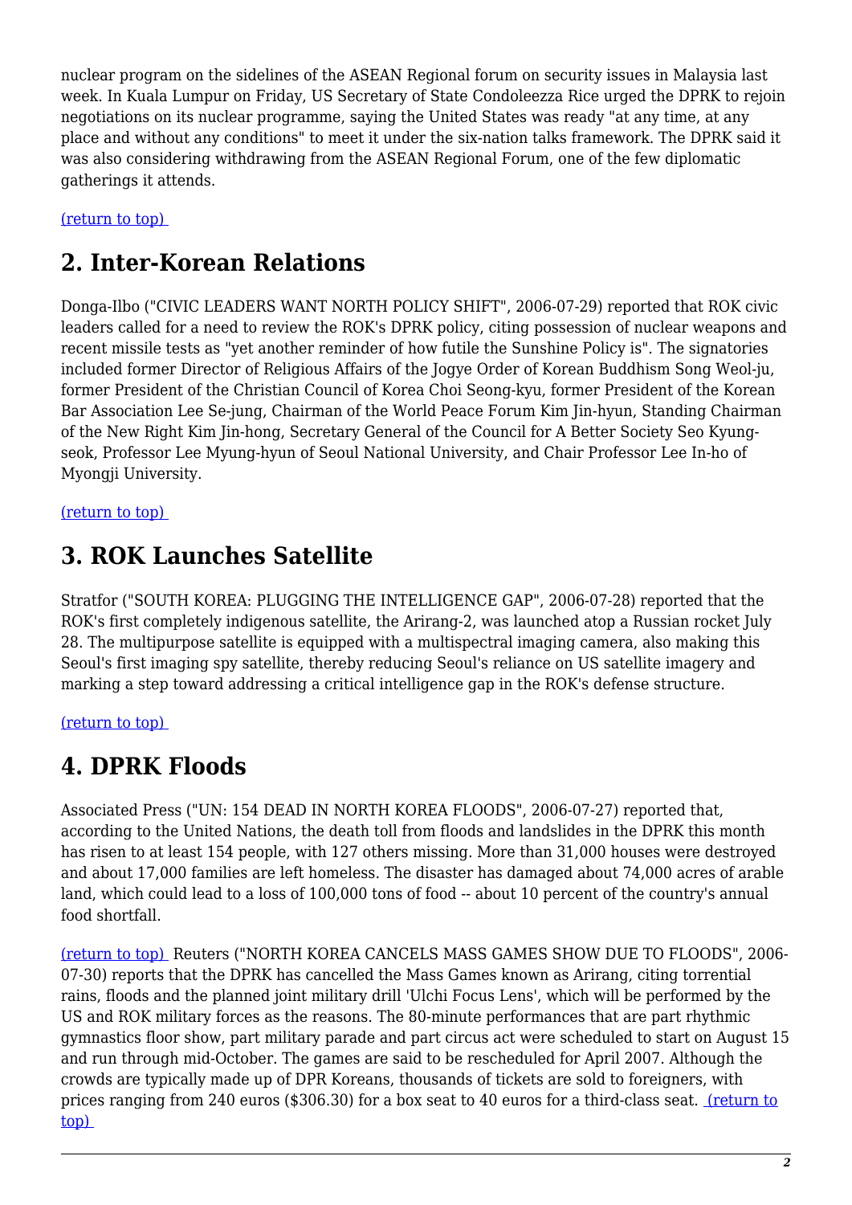nuclear program on the sidelines of the ASEAN Regional forum on security issues in Malaysia last week. In Kuala Lumpur on Friday, US Secretary of State Condoleezza Rice urged the DPRK to rejoin negotiations on its nuclear programme, saying the United States was ready "at any time, at any place and without any conditions" to meet it under the six-nation talks framework. The DPRK said it was also considering withdrawing from the ASEAN Regional Forum, one of the few diplomatic gatherings it attends.

(return to top)

## 2. Inter-Korean Relations

Donga-Ilbo ("CIVIC LEADERS WANT NORTH POLICY SHIFT", 2006-07-29) reported that ROK civic leaders called for a need to review the ROK's DPRK policy, citing possession of nuclear weapons and recent missile tests as "yet another reminder of how futile the Sunshine Policy is". The signatories included former Director of Religious Affairs of the Jogye Order of Korean Buddhism Song Weol-ju, former President of the Christian Council of Korea Choi Seong-kyu, former President of the Korean Bar Association Lee Se-jung, Chairman of the World Peace Forum Kim Jin-hyun, Standing Chairman of the New Right Kim Jin-hong, Secretary General of the Council for A Better Society Seo Kyung-seok, Professor Lee Myung-hyun of Seoul National University, and Chair Professor Lee In-ho of Myongji University.

(return to top)

## 3. ROK Launches Satellite

Stratfor ("SOUTH KOREA: PLUGGING THE INTELLIGENCE GAP", 2006-07-28) reported that the ROK's first completely indigenous satellite, the Arirang-2, was launched atop a Russian rocket July 28. The multipurpose satellite is equipped with a multispectral imaging camera, also making this Seoul's first imaging spy satellite, thereby reducing Seoul's reliance on US satellite imagery and marking a step toward addressing a critical intelligence gap in the ROK's defense structure.

(return to top)

## 4. DPRK Floods

Associated Press ("UN: 154 DEAD IN NORTH KOREA FLOODS", 2006-07-27) reported that, according to the United Nations, the death toll from floods and landslides in the DPRK this month has risen to at least 154 people, with 127 others missing. More than 31,000 houses were destroyed and about 17,000 families are left homeless. The disaster has damaged about 74,000 acres of arable land, which could lead to a loss of 100,000 tons of food -- about 10 percent of the country's annual food shortfall.

(return to top) Reuters ("NORTH KOREA CANCELS MASS GAMES SHOW DUE TO FLOODS", 2006-07-30) reports that the DPRK has cancelled the Mass Games known as Arirang, citing torrential rains, floods and the planned joint military drill 'Ulchi Focus Lens', which will be performed by the US and ROK military forces as the reasons. The 80-minute performances that are part rhythmic gymnastics floor show, part military parade and part circus act were scheduled to start on August 15 and run through mid-October. The games are said to be rescheduled for April 2007. Although the crowds are typically made up of DPR Koreans, thousands of tickets are sold to foreigners, with prices ranging from 240 euros ($306.30) for a box seat to 40 euros for a third-class seat. (return to top)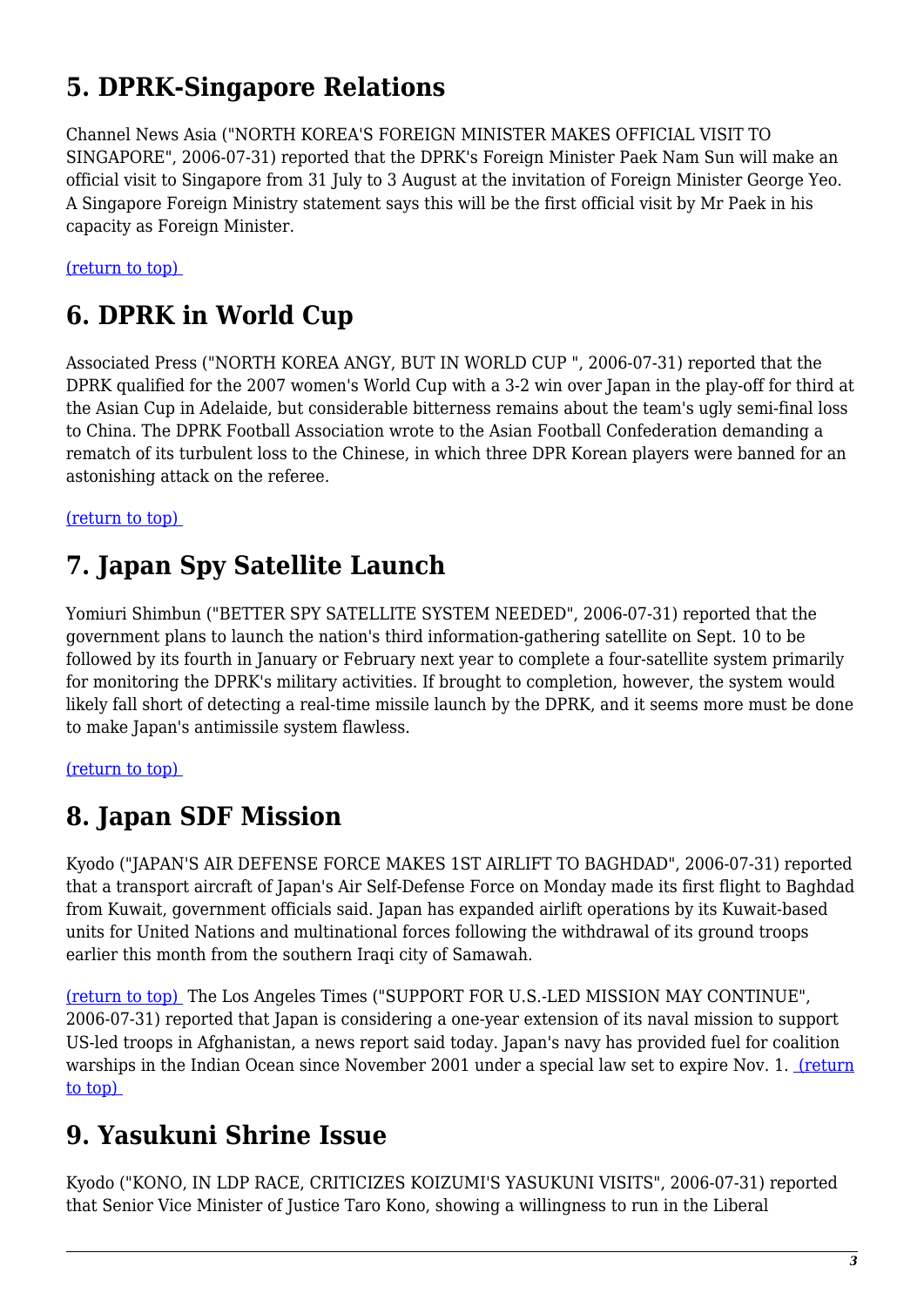## 5. DPRK-Singapore Relations

Channel News Asia ("NORTH KOREA'S FOREIGN MINISTER MAKES OFFICIAL VISIT TO SINGAPORE", 2006-07-31) reported that the DPRK's Foreign Minister Paek Nam Sun will make an official visit to Singapore from 31 July to 3 August at the invitation of Foreign Minister George Yeo. A Singapore Foreign Ministry statement says this will be the first official visit by Mr Paek in his capacity as Foreign Minister.

(return to top)

## 6. DPRK in World Cup

Associated Press ("NORTH KOREA ANGY, BUT IN WORLD CUP ", 2006-07-31) reported that the DPRK qualified for the 2007 women's World Cup with a 3-2 win over Japan in the play-off for third at the Asian Cup in Adelaide, but considerable bitterness remains about the team's ugly semi-final loss to China. The DPRK Football Association wrote to the Asian Football Confederation demanding a rematch of its turbulent loss to the Chinese, in which three DPR Korean players were banned for an astonishing attack on the referee.

(return to top)

## 7. Japan Spy Satellite Launch

Yomiuri Shimbun ("BETTER SPY SATELLITE SYSTEM NEEDED", 2006-07-31) reported that the government plans to launch the nation's third information-gathering satellite on Sept. 10 to be followed by its fourth in January or February next year to complete a four-satellite system primarily for monitoring the DPRK's military activities. If brought to completion, however, the system would likely fall short of detecting a real-time missile launch by the DPRK, and it seems more must be done to make Japan's antimissile system flawless.

(return to top)

## 8. Japan SDF Mission

Kyodo ("JAPAN'S AIR DEFENSE FORCE MAKES 1ST AIRLIFT TO BAGHDAD", 2006-07-31) reported that a transport aircraft of Japan's Air Self-Defense Force on Monday made its first flight to Baghdad from Kuwait, government officials said. Japan has expanded airlift operations by its Kuwait-based units for United Nations and multinational forces following the withdrawal of its ground troops earlier this month from the southern Iraqi city of Samawah.

(return to top) The Los Angeles Times ("SUPPORT FOR U.S.-LED MISSION MAY CONTINUE", 2006-07-31) reported that Japan is considering a one-year extension of its naval mission to support US-led troops in Afghanistan, a news report said today. Japan's navy has provided fuel for coalition warships in the Indian Ocean since November 2001 under a special law set to expire Nov. 1. (return to top)

## 9. Yasukuni Shrine Issue

Kyodo ("KONO, IN LDP RACE, CRITICIZES KOIZUMI'S YASUKUNI VISITS", 2006-07-31) reported that Senior Vice Minister of Justice Taro Kono, showing a willingness to run in the Liberal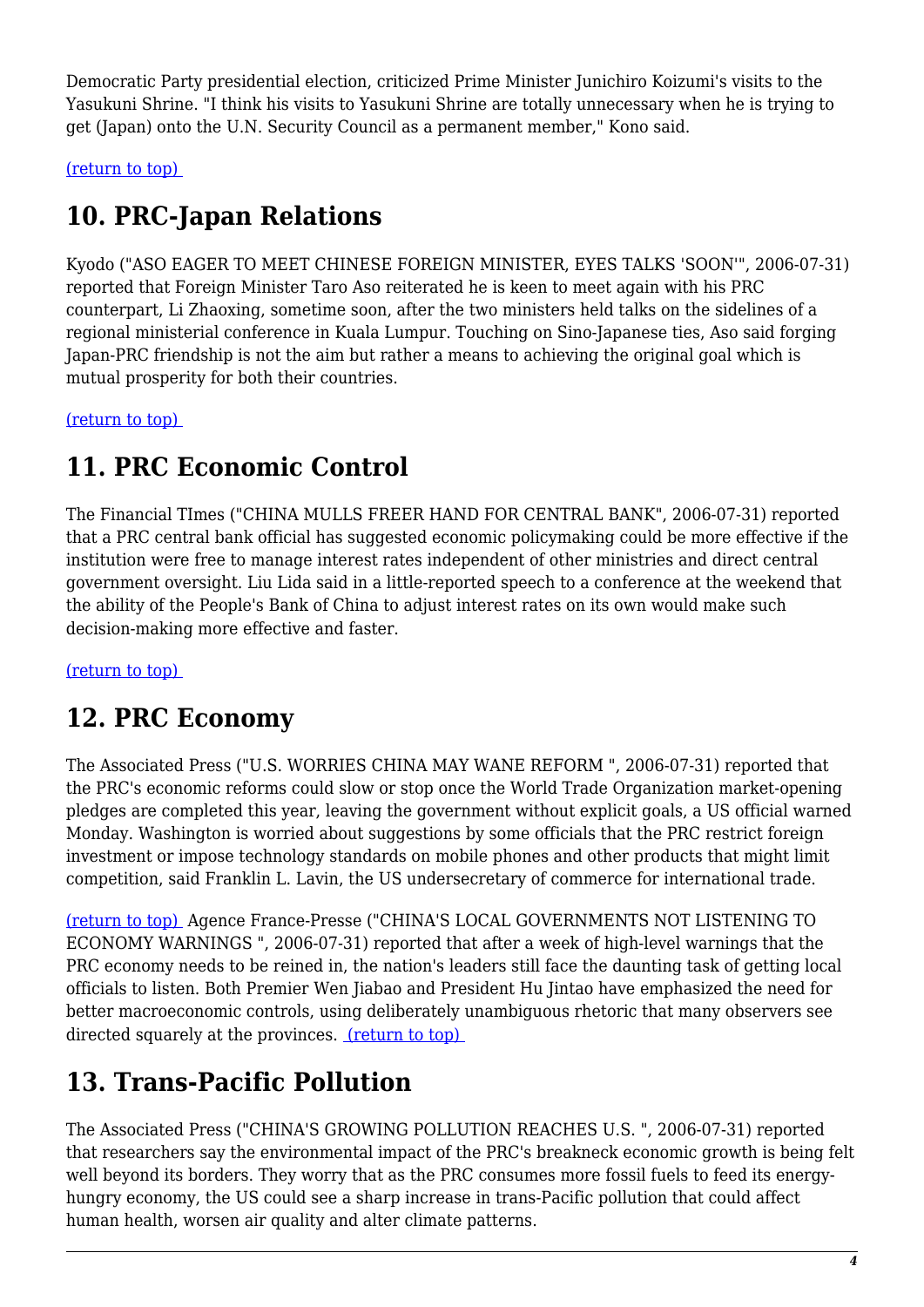Democratic Party presidential election, criticized Prime Minister Junichiro Koizumi's visits to the Yasukuni Shrine. "I think his visits to Yasukuni Shrine are totally unnecessary when he is trying to get (Japan) onto the U.N. Security Council as a permanent member," Kono said.

(return to top)

## 10. PRC-Japan Relations

Kyodo ("ASO EAGER TO MEET CHINESE FOREIGN MINISTER, EYES TALKS 'SOON'", 2006-07-31) reported that Foreign Minister Taro Aso reiterated he is keen to meet again with his PRC counterpart, Li Zhaoxing, sometime soon, after the two ministers held talks on the sidelines of a regional ministerial conference in Kuala Lumpur. Touching on Sino-Japanese ties, Aso said forging Japan-PRC friendship is not the aim but rather a means to achieving the original goal which is mutual prosperity for both their countries.

(return to top)

## 11. PRC Economic Control

The Financial TImes ("CHINA MULLS FREER HAND FOR CENTRAL BANK", 2006-07-31) reported that a PRC central bank official has suggested economic policymaking could be more effective if the institution were free to manage interest rates independent of other ministries and direct central government oversight. Liu Lida said in a little-reported speech to a conference at the weekend that the ability of the People's Bank of China to adjust interest rates on its own would make such decision-making more effective and faster.

(return to top)

## 12. PRC Economy

The Associated Press ("U.S. WORRIES CHINA MAY WANE REFORM ", 2006-07-31) reported that the PRC's economic reforms could slow or stop once the World Trade Organization market-opening pledges are completed this year, leaving the government without explicit goals, a US official warned Monday. Washington is worried about suggestions by some officials that the PRC restrict foreign investment or impose technology standards on mobile phones and other products that might limit competition, said Franklin L. Lavin, the US undersecretary of commerce for international trade.

(return to top) Agence France-Presse ("CHINA'S LOCAL GOVERNMENTS NOT LISTENING TO ECONOMY WARNINGS ", 2006-07-31) reported that after a week of high-level warnings that the PRC economy needs to be reined in, the nation's leaders still face the daunting task of getting local officials to listen. Both Premier Wen Jiabao and President Hu Jintao have emphasized the need for better macroeconomic controls, using deliberately unambiguous rhetoric that many observers see directed squarely at the provinces. (return to top)

## 13. Trans-Pacific Pollution

The Associated Press ("CHINA'S GROWING POLLUTION REACHES U.S. ", 2006-07-31) reported that researchers say the environmental impact of the PRC's breakneck economic growth is being felt well beyond its borders. They worry that as the PRC consumes more fossil fuels to feed its energy-hungry economy, the US could see a sharp increase in trans-Pacific pollution that could affect human health, worsen air quality and alter climate patterns.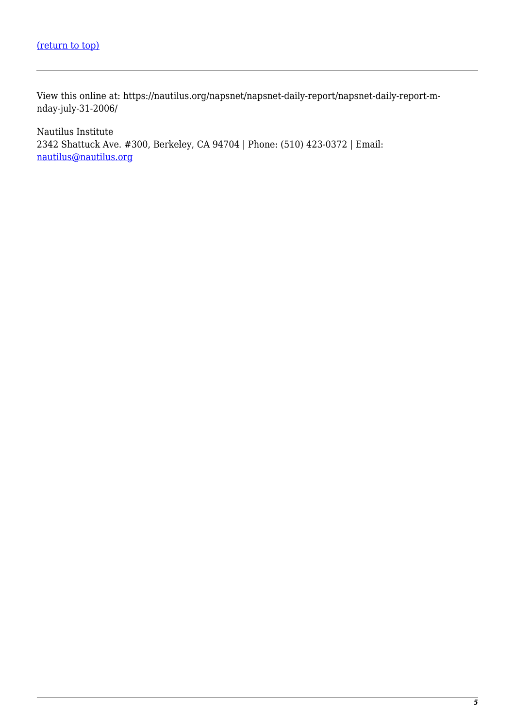[(return to top)](#)

---

View this online at: https://nautilus.org/napsnet/napsnet-daily-report/napsnet-daily-report-m-nday-july-31-2006/

Nautilus Institute
2342 Shattuck Ave. #300, Berkeley, CA 94704 | Phone: (510) 423-0372 | Email: [nautilus@nautilus.org](mailto:nautilus@nautilus.org)